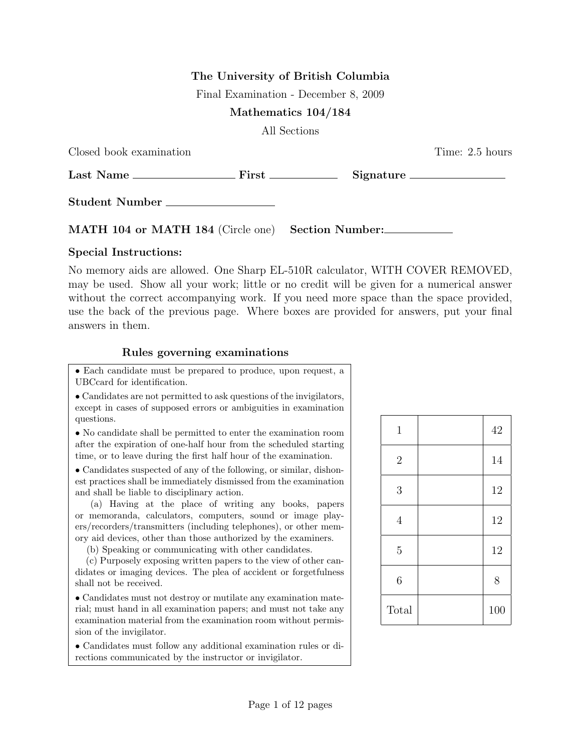**The University of British Columbia**

Final Examination - December 8, 2009

**Mathematics 104/184**

All Sections

Closed book examination — Time: 2.5 hours

**Last Name** ________________ **First** ____________ **Signature** ________________

**Student Number** ________________

**MATH 104 or MATH 184** (Circle one) **Section Number:** ____________

### Special Instructions:

No memory aids are allowed. One Sharp EL-510R calculator, WITH COVER REMOVED, may be used. Show all your work; little or no credit will be given for a numerical answer without the correct accompanying work. If you need more space than the space provided, use the back of the previous page. Where boxes are provided for answers, put your final answers in them.

### Rules governing examinations

- Each candidate must be prepared to produce, upon request, a UBCcard for identification.
- Candidates are not permitted to ask questions of the invigilators, except in cases of supposed errors or ambiguities in examination questions.
- No candidate shall be permitted to enter the examination room after the expiration of one-half hour from the scheduled starting time, or to leave during the first half hour of the examination.
- Candidates suspected of any of the following, or similar, dishonest practices shall be immediately dismissed from the examination and shall be liable to disciplinary action.
  - (a) Having at the place of writing any books, papers or memoranda, calculators, computers, sound or image players/recorders/transmitters (including telephones), or other memory aid devices, other than those authorized by the examiners.
  - (b) Speaking or communicating with other candidates.
  - (c) Purposely exposing written papers to the view of other candidates or imaging devices. The plea of accident or forgetfulness shall not be received.
- Candidates must not destroy or mutilate any examination material; must hand in all examination papers; and must not take any examination material from the examination room without permission of the invigilator.
- Candidates must follow any additional examination rules or directions communicated by the instructor or invigilator.

| Question | Score | Max |
|---|---|---|
| 1 | | 42 |
| 2 | | 14 |
| 3 | | 12 |
| 4 | | 12 |
| 5 | | 12 |
| 6 | | 8 |
| Total | | 100 |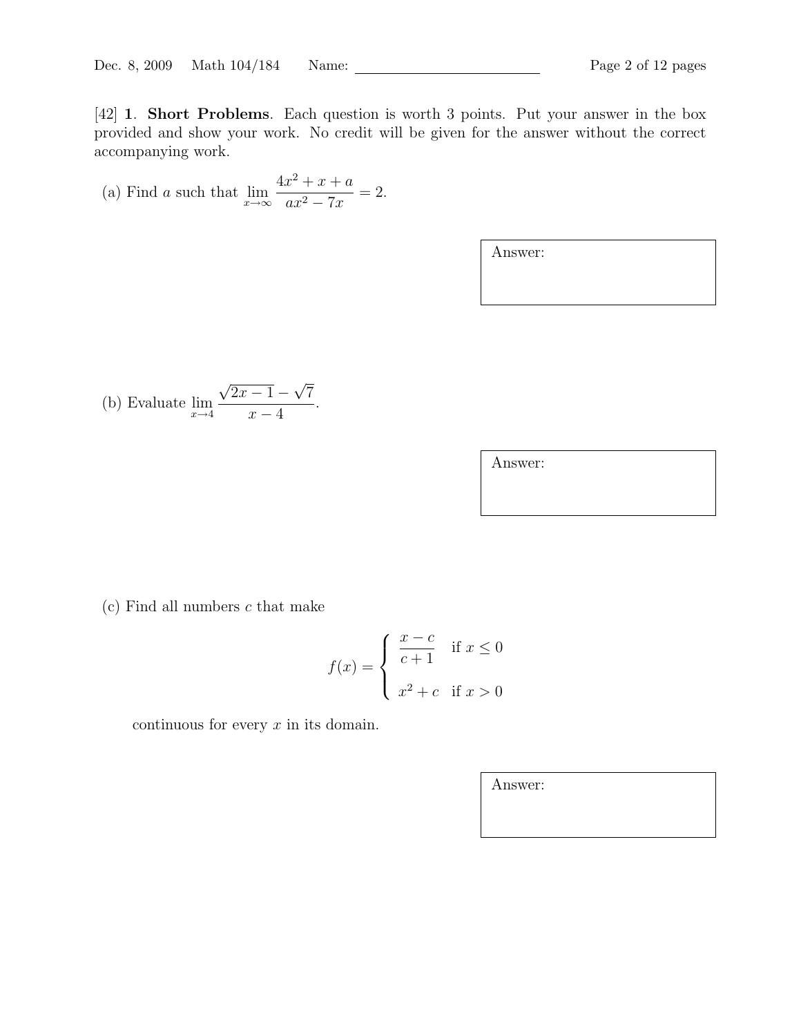[42] **1. Short Problems**. Each question is worth 3 points. Put your answer in the box provided and show your work. No credit will be given for the answer without the correct accompanying work.

(a) Find $a$ such that $\displaystyle\lim_{x\to\infty} \frac{4x^2 + x + a}{ax^2 - 7x} = 2$.

Answer:

(b) Evaluate $\displaystyle\lim_{x\to 4} \frac{\sqrt{2x-1} - \sqrt{7}}{x-4}$.

Answer:

(c) Find all numbers $c$ that make

$$f(x) = \begin{cases} \dfrac{x-c}{c+1} & \text{if } x \leq 0 \\[2ex] x^2 + c & \text{if } x > 0 \end{cases}$$

continuous for every $x$ in its domain.

Answer: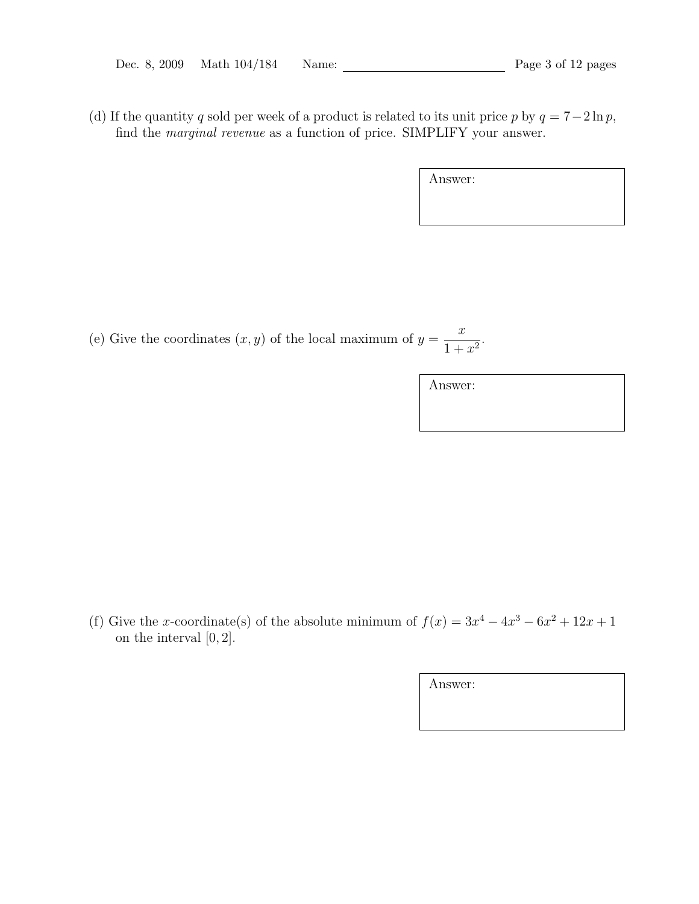(d) If the quantity $q$ sold per week of a product is related to its unit price $p$ by $q = 7 - 2\ln p$, find the *marginal revenue* as a function of price. SIMPLIFY your answer.

Answer:

(e) Give the coordinates $(x, y)$ of the local maximum of $y = \dfrac{x}{1+x^2}$.

Answer:

(f) Give the $x$-coordinate(s) of the absolute minimum of $f(x) = 3x^4 - 4x^3 - 6x^2 + 12x + 1$ on the interval $[0, 2]$.

Answer: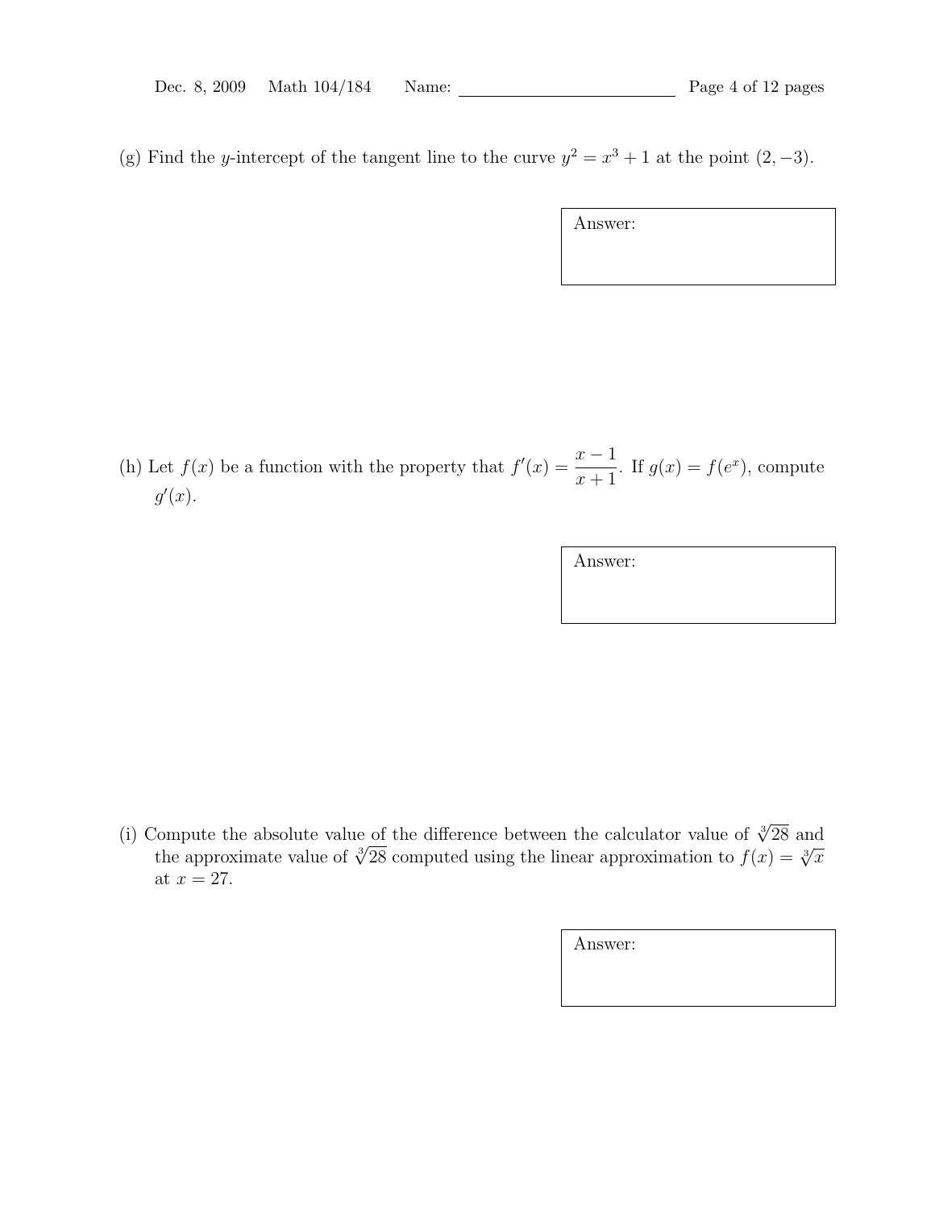(g) Find the $y$-intercept of the tangent line to the curve $y^2 = x^3 + 1$ at the point $(2, -3)$.

Answer:

(h) Let $f(x)$ be a function with the property that $f'(x) = \dfrac{x-1}{x+1}$. If $g(x) = f(e^x)$, compute $g'(x)$.

Answer:

(i) Compute the absolute value of the difference between the calculator value of $\sqrt[3]{28}$ and the approximate value of $\sqrt[3]{28}$ computed using the linear approximation to $f(x) = \sqrt[3]{x}$ at $x = 27$.

Answer: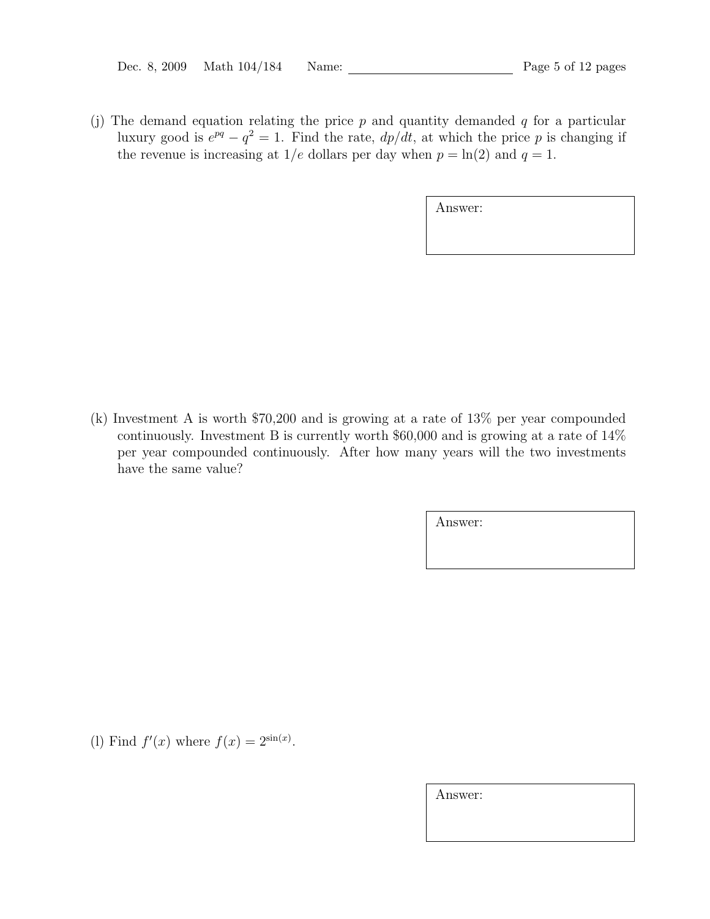(j) The demand equation relating the price $p$ and quantity demanded $q$ for a particular luxury good is $e^{pq} - q^2 = 1$. Find the rate, $dp/dt$, at which the price $p$ is changing if the revenue is increasing at $1/e$ dollars per day when $p = \ln(2)$ and $q = 1$.

Answer:

(k) Investment A is worth $70,200 and is growing at a rate of 13% per year compounded continuously. Investment B is currently worth $60,000 and is growing at a rate of 14% per year compounded continuously. After how many years will the two investments have the same value?

Answer:

(l) Find $f'(x)$ where $f(x) = 2^{\sin(x)}$.

Answer: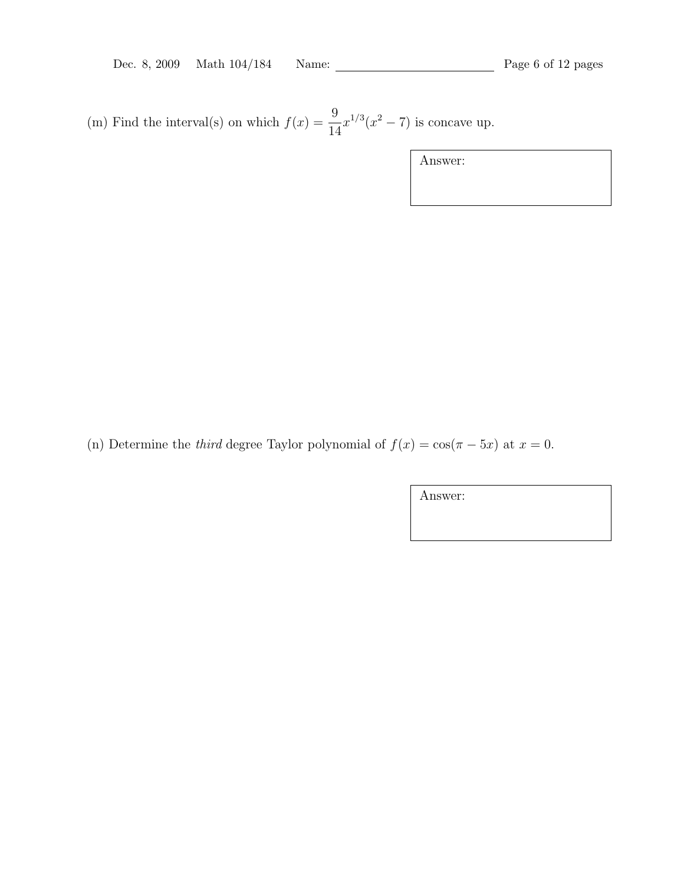(m) Find the interval(s) on which $f(x) = \frac{9}{14}x^{1/3}(x^2 - 7)$ is concave up.

Answer:

(n) Determine the *third* degree Taylor polynomial of $f(x) = \cos(\pi - 5x)$ at $x = 0$.

Answer: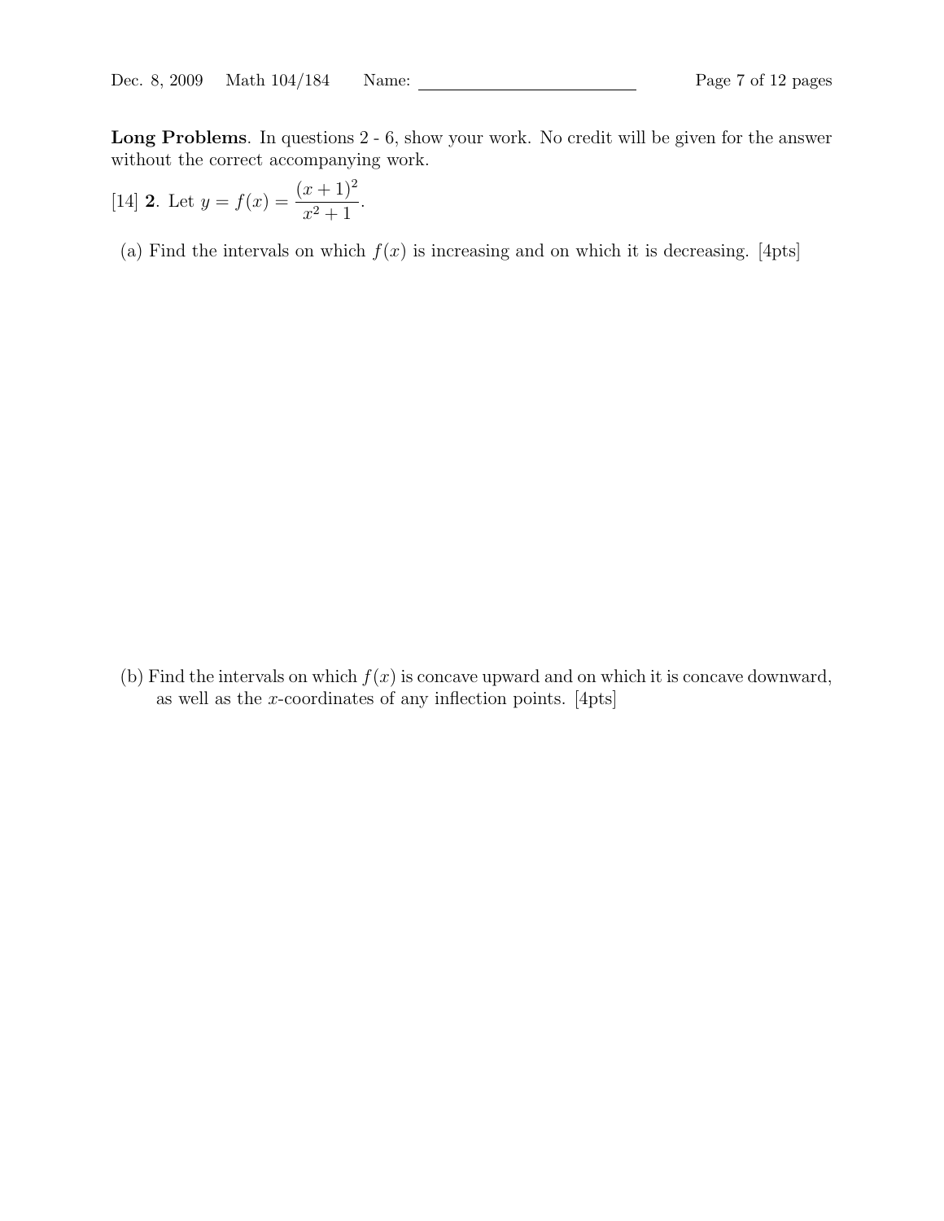**Long Problems**. In questions 2 - 6, show your work. No credit will be given for the answer without the correct accompanying work.

[14] **2**. Let $y = f(x) = \dfrac{(x+1)^2}{x^2+1}$.

(a) Find the intervals on which $f(x)$ is increasing and on which it is decreasing. [4pts]

(b) Find the intervals on which $f(x)$ is concave upward and on which it is concave downward, as well as the $x$-coordinates of any inflection points. [4pts]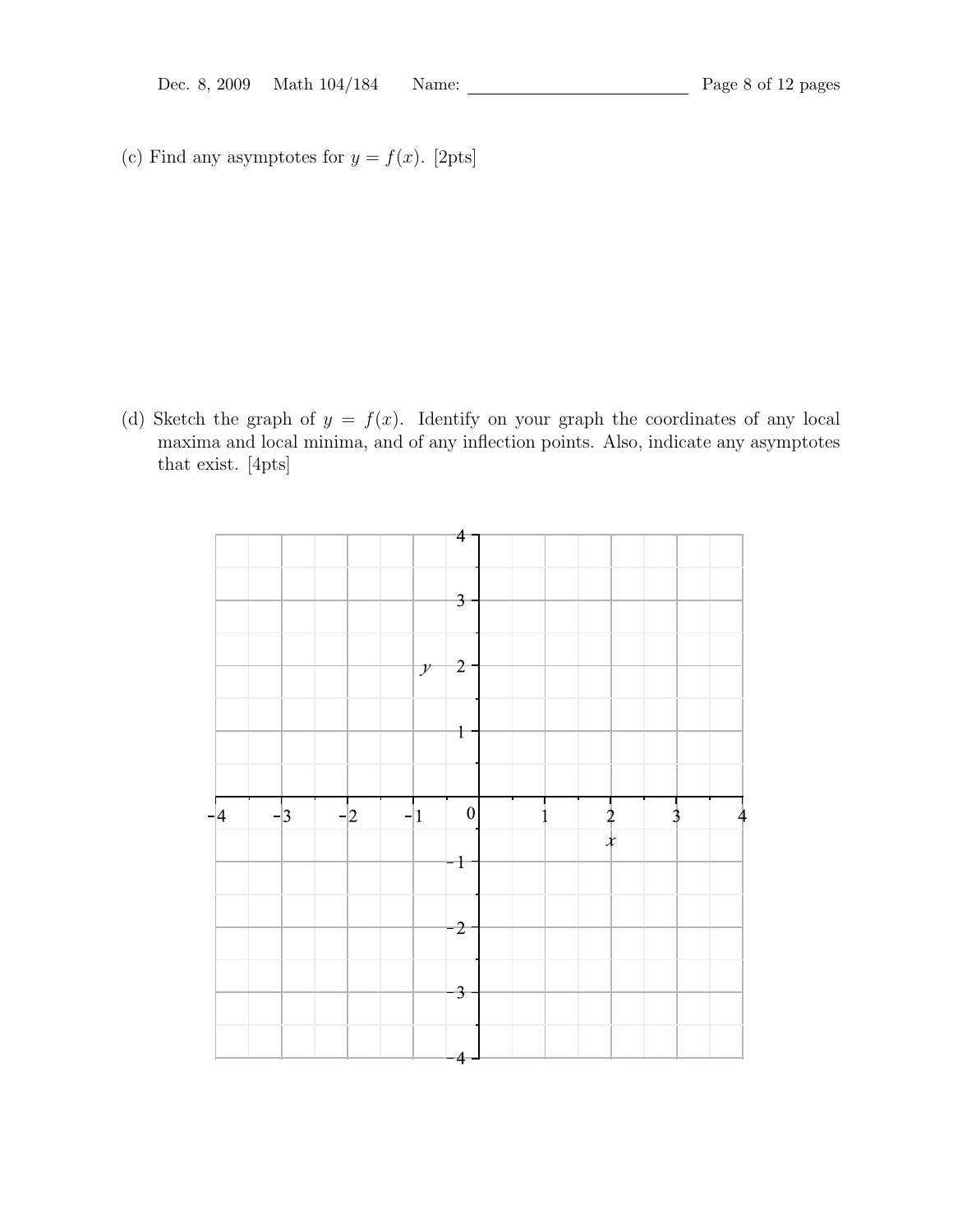(c) Find any asymptotes for $y = f(x)$. [2pts]

(d) Sketch the graph of $y = f(x)$. Identify on your graph the coordinates of any local maxima and local minima, and of any inflection points. Also, indicate any asymptotes that exist. [4pts]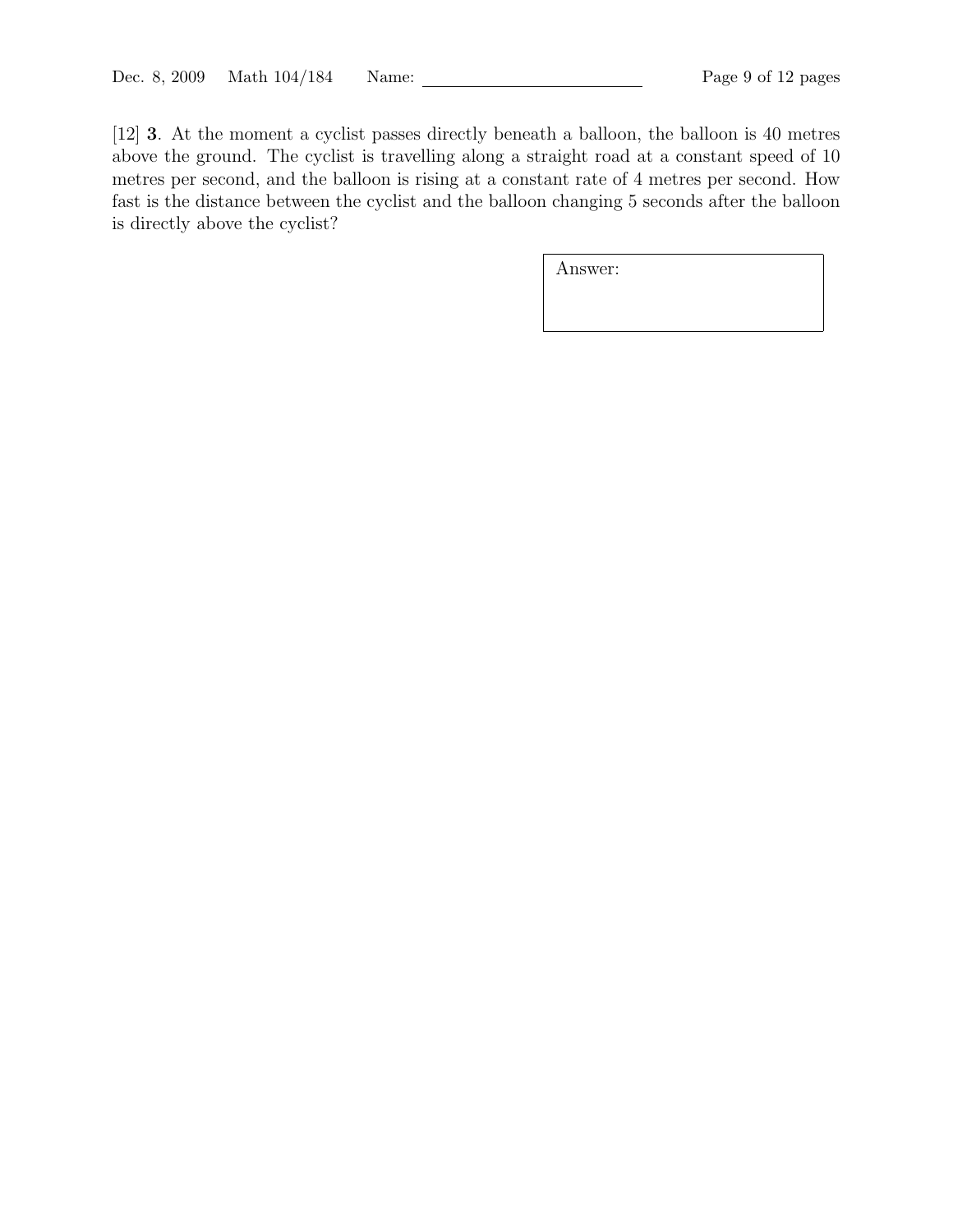[12] **3**. At the moment a cyclist passes directly beneath a balloon, the balloon is 40 metres above the ground. The cyclist is travelling along a straight road at a constant speed of 10 metres per second, and the balloon is rising at a constant rate of 4 metres per second. How fast is the distance between the cyclist and the balloon changing 5 seconds after the balloon is directly above the cyclist?

| Answer: |
| --- |
| |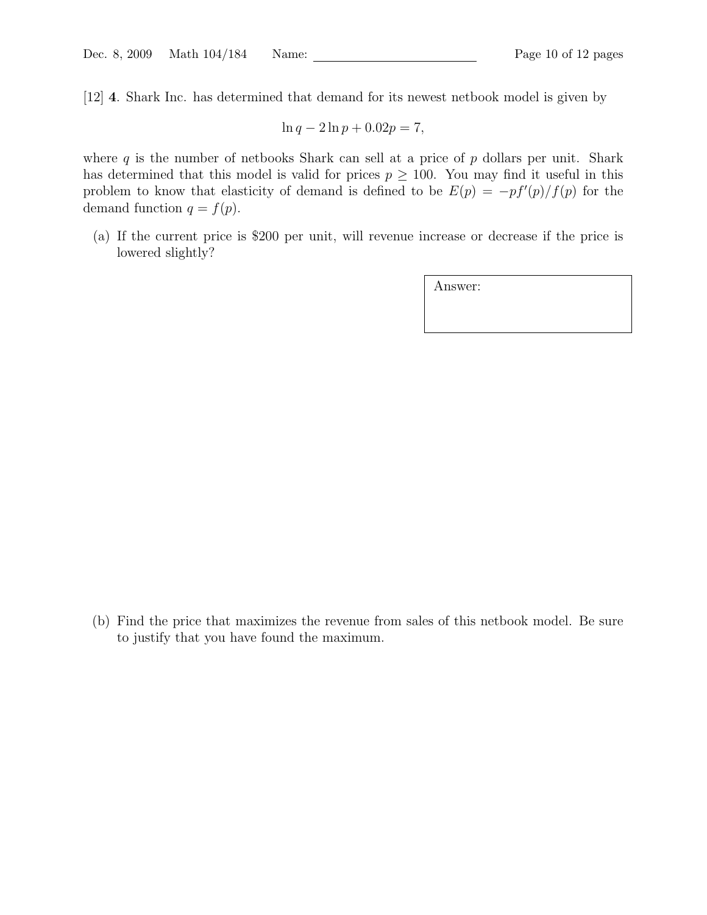[12] **4**. Shark Inc. has determined that demand for its newest netbook model is given by

$$\ln q - 2\ln p + 0.02p = 7,$$

where $q$ is the number of netbooks Shark can sell at a price of $p$ dollars per unit. Shark has determined that this model is valid for prices $p \geq 100$. You may find it useful in this problem to know that elasticity of demand is defined to be $E(p) = -pf'(p)/f(p)$ for the demand function $q = f(p)$.

(a) If the current price is \$200 per unit, will revenue increase or decrease if the price is lowered slightly?

Answer:

(b) Find the price that maximizes the revenue from sales of this netbook model. Be sure to justify that you have found the maximum.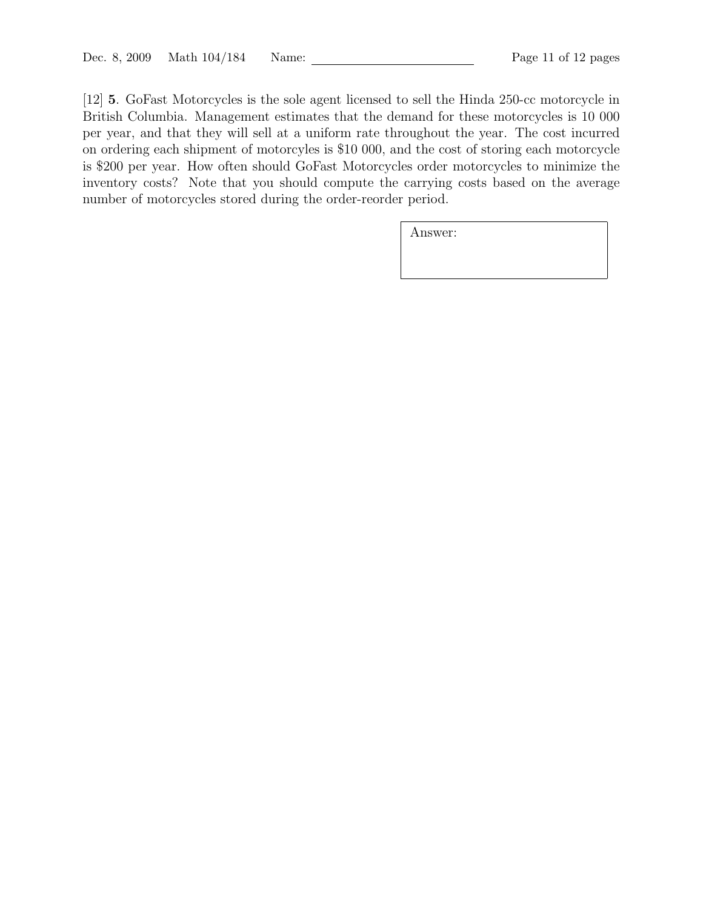[12] **5**. GoFast Motorcycles is the sole agent licensed to sell the Hinda 250-cc motorcycle in British Columbia. Management estimates that the demand for these motorcycles is 10 000 per year, and that they will sell at a uniform rate throughout the year. The cost incurred on ordering each shipment of motorcycles is \$10 000, and the cost of storing each motorcycle is \$200 per year. How often should GoFast Motorcycles order motorcycles to minimize the inventory costs? Note that you should compute the carrying costs based on the average number of motorcycles stored during the order-reorder period.

| Answer: |
|---|
| |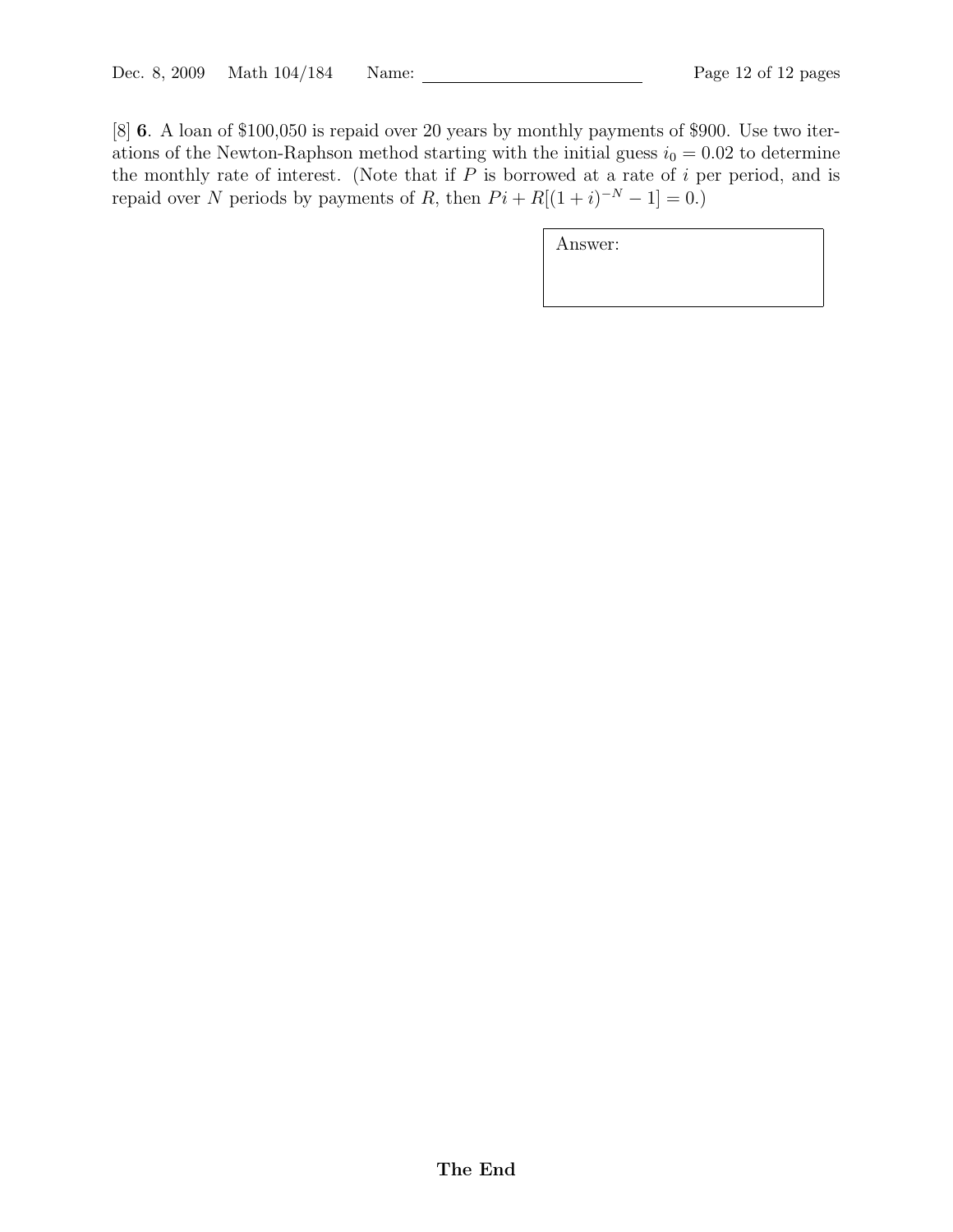[8] **6**. A loan of \$100,050 is repaid over 20 years by monthly payments of \$900. Use two iterations of the Newton-Raphson method starting with the initial guess $i_0 = 0.02$ to determine the monthly rate of interest. (Note that if $P$ is borrowed at a rate of $i$ per period, and is repaid over $N$ periods by payments of $R$, then $Pi + R[(1+i)^{-N} - 1] = 0$.)

| Answer: |
| --- |

**The End**